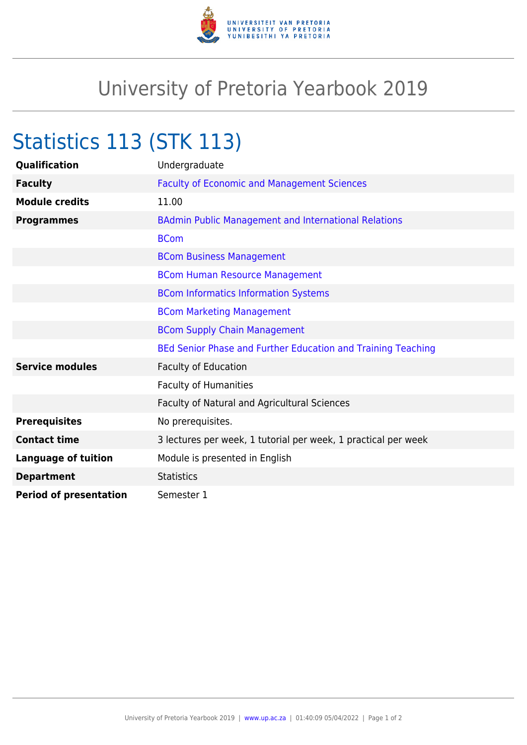# University of Pretoria Yearbook 2019

## Statistics 113 (STK 113)

| | |
|---|---|
| **Qualification** | Undergraduate |
| **Faculty** | Faculty of Economic and Management Sciences |
| **Module credits** | 11.00 |
| **Programmes** | BAdmin Public Management and International Relations |
| | BCom |
| | BCom Business Management |
| | BCom Human Resource Management |
| | BCom Informatics Information Systems |
| | BCom Marketing Management |
| | BCom Supply Chain Management |
| | BEd Senior Phase and Further Education and Training Teaching |
| **Service modules** | Faculty of Education |
| | Faculty of Humanities |
| | Faculty of Natural and Agricultural Sciences |
| **Prerequisites** | No prerequisites. |
| **Contact time** | 3 lectures per week, 1 tutorial per week, 1 practical per week |
| **Language of tuition** | Module is presented in English |
| **Department** | Statistics |
| **Period of presentation** | Semester 1 |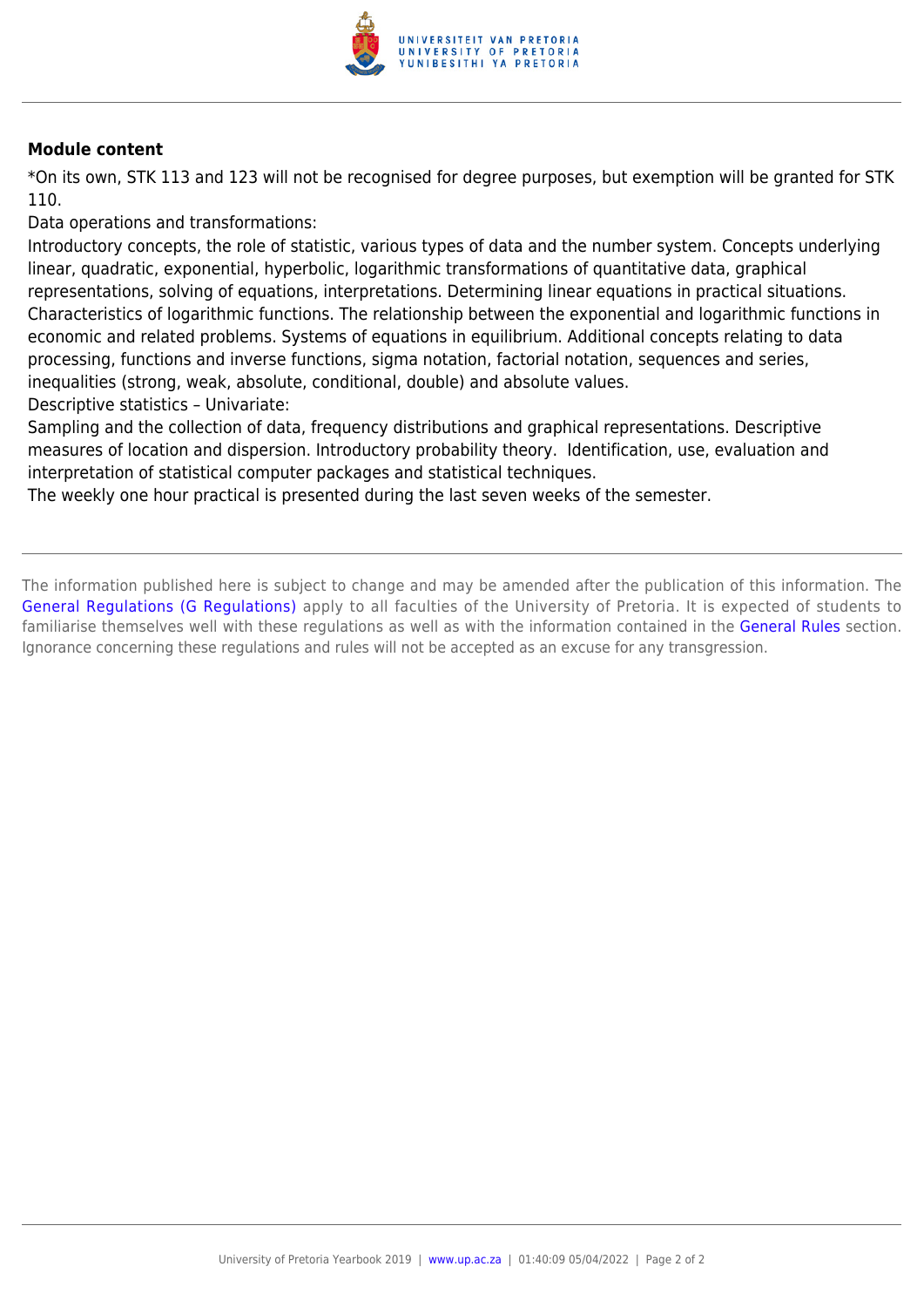## Module content

*On its own, STK 113 and 123 will not be recognised for degree purposes, but exemption will be granted for STK 110.

Data operations and transformations:

Introductory concepts, the role of statistic, various types of data and the number system. Concepts underlying linear, quadratic, exponential, hyperbolic, logarithmic transformations of quantitative data, graphical representations, solving of equations, interpretations. Determining linear equations in practical situations. Characteristics of logarithmic functions. The relationship between the exponential and logarithmic functions in economic and related problems. Systems of equations in equilibrium. Additional concepts relating to data processing, functions and inverse functions, sigma notation, factorial notation, sequences and series, inequalities (strong, weak, absolute, conditional, double) and absolute values.

Descriptive statistics – Univariate:

Sampling and the collection of data, frequency distributions and graphical representations. Descriptive measures of location and dispersion. Introductory probability theory. Identification, use, evaluation and interpretation of statistical computer packages and statistical techniques.

The weekly one hour practical is presented during the last seven weeks of the semester.

---

The information published here is subject to change and may be amended after the publication of this information. The General Regulations (G Regulations) apply to all faculties of the University of Pretoria. It is expected of students to familiarise themselves well with these regulations as well as with the information contained in the General Rules section. Ignorance concerning these regulations and rules will not be accepted as an excuse for any transgression.